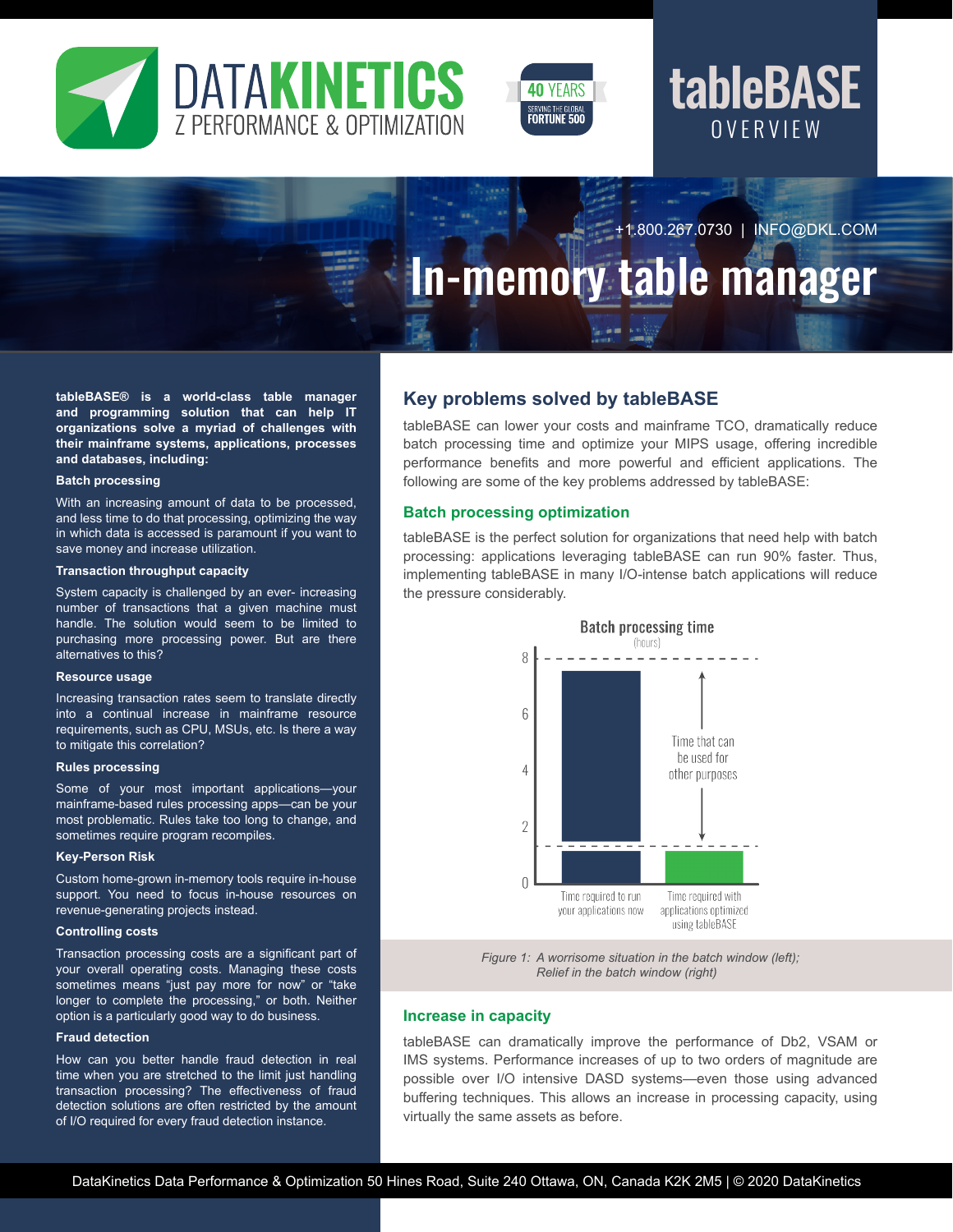# DATAKINETICS
Z PERFORMANCE & OPTIMIZATION

40 YEARS SERVING THE GLOBAL FORTUNE 500

# tableBASE OVERVIEW

+1.800.267.0730 | INFO@DKL.COM

# In-memory table manager

**tableBASE® is a world-class table manager and programming solution that can help IT organizations solve a myriad of challenges with their mainframe systems, applications, processes and databases, including:**

**Batch processing**

With an increasing amount of data to be processed, and less time to do that processing, optimizing the way in which data is accessed is paramount if you want to save money and increase utilization.

**Transaction throughput capacity**

System capacity is challenged by an ever- increasing number of transactions that a given machine must handle. The solution would seem to be limited to purchasing more processing power. But are there alternatives to this?

**Resource usage**

Increasing transaction rates seem to translate directly into a continual increase in mainframe resource requirements, such as CPU, MSUs, etc. Is there a way to mitigate this correlation?

**Rules processing**

Some of your most important applications—your mainframe-based rules processing apps—can be your most problematic. Rules take too long to change, and sometimes require program recompiles.

**Key-Person Risk**

Custom home-grown in-memory tools require in-house support. You need to focus in-house resources on revenue-generating projects instead.

**Controlling costs**

Transaction processing costs are a significant part of your overall operating costs. Managing these costs sometimes means "just pay more for now" or "take longer to complete the processing," or both. Neither option is a particularly good way to do business.

**Fraud detection**

How can you better handle fraud detection in real time when you are stretched to the limit just handling transaction processing? The effectiveness of fraud detection solutions are often restricted by the amount of I/O required for every fraud detection instance.

## Key problems solved by tableBASE

tableBASE can lower your costs and mainframe TCO, dramatically reduce batch processing time and optimize your MIPS usage, offering incredible performance benefits and more powerful and efficient applications. The following are some of the key problems addressed by tableBASE:

### Batch processing optimization

tableBASE is the perfect solution for organizations that need help with batch processing: applications leveraging tableBASE can run 90% faster. Thus, implementing tableBASE in many I/O-intense batch applications will reduce the pressure considerably.

Batch processing time (hours)

- Time required to run your applications now
- Time required with applications optimized using tableBASE
- Time that can be used for other purposes

*Figure 1: A worrisome situation in the batch window (left); Relief in the batch window (right)*

### Increase in capacity

tableBASE can dramatically improve the performance of Db2, VSAM or IMS systems. Performance increases of up to two orders of magnitude are possible over I/O intensive DASD systems—even those using advanced buffering techniques. This allows an increase in processing capacity, using virtually the same assets as before.

DataKinetics Data Performance & Optimization 50 Hines Road, Suite 240 Ottawa, ON, Canada K2K 2M5 | © 2020 DataKinetics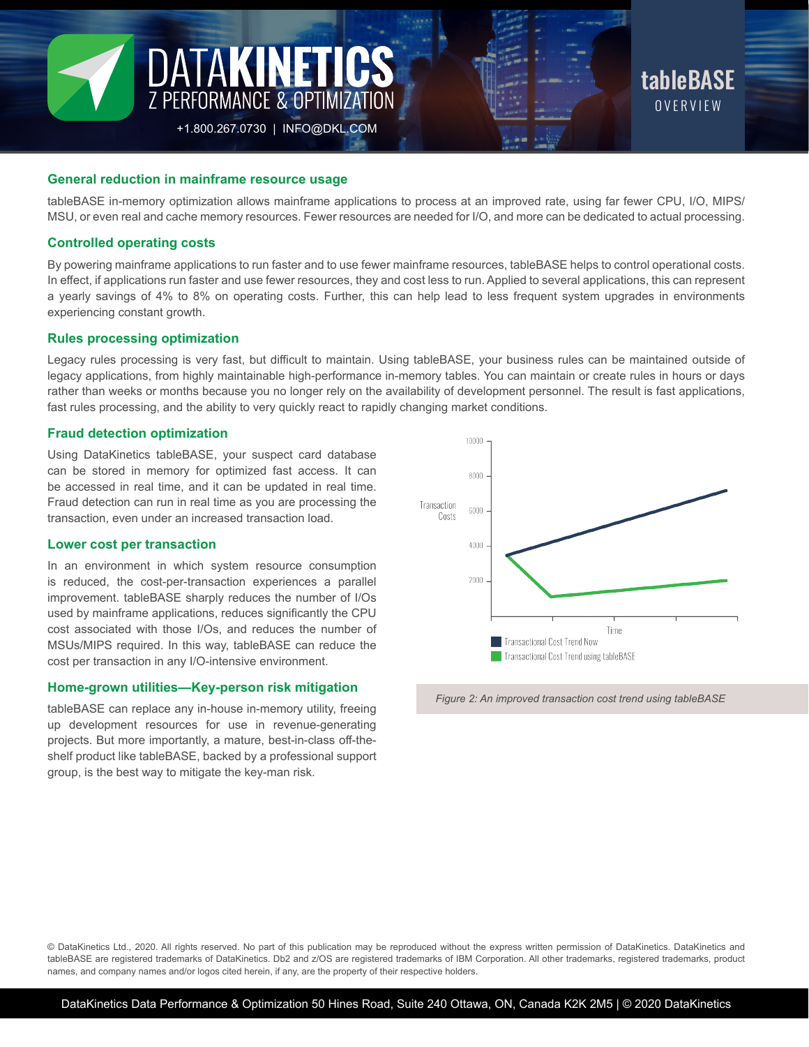## General reduction in mainframe resource usage

tableBASE in-memory optimization allows mainframe applications to process at an improved rate, using far fewer CPU, I/O, MIPS/MSU, or even real and cache memory resources. Fewer resources are needed for I/O, and more can be dedicated to actual processing.

## Controlled operating costs

By powering mainframe applications to run faster and to use fewer mainframe resources, tableBASE helps to control operational costs. In effect, if applications run faster and use fewer resources, they and cost less to run. Applied to several applications, this can represent a yearly savings of 4% to 8% on operating costs. Further, this can help lead to less frequent system upgrades in environments experiencing constant growth.

## Rules processing optimization

Legacy rules processing is very fast, but difficult to maintain. Using tableBASE, your business rules can be maintained outside of legacy applications, from highly maintainable high-performance in-memory tables. You can maintain or create rules in hours or days rather than weeks or months because you no longer rely on the availability of development personnel. The result is fast applications, fast rules processing, and the ability to very quickly react to rapidly changing market conditions.

## Fraud detection optimization

Using DataKinetics tableBASE, your suspect card database can be stored in memory for optimized fast access. It can be accessed in real time, and it can be updated in real time. Fraud detection can run in real time as you are processing the transaction, even under an increased transaction load.

## Lower cost per transaction

In an environment in which system resource consumption is reduced, the cost-per-transaction experiences a parallel improvement. tableBASE sharply reduces the number of I/Os used by mainframe applications, reduces significantly the CPU cost associated with those I/Os, and reduces the number of MSUs/MIPS required. In this way, tableBASE can reduce the cost per transaction in any I/O-intensive environment.

## Home-grown utilities—Key-person risk mitigation

tableBASE can replace any in-house in-memory utility, freeing up development resources for use in revenue-generating projects. But more importantly, a mature, best-in-class off-the-shelf product like tableBASE, backed by a professional support group, is the best way to mitigate the key-man risk.

10000
8000
Transaction Costs
6000
4000
2000
Time
Transactional Cost Trend Now
Transactional Cost Trend using tableBASE

*Figure 2: An improved transaction cost trend using tableBASE*

© DataKinetics Ltd., 2020. All rights reserved. No part of this publication may be reproduced without the express written permission of DataKinetics. DataKinetics and tableBASE are registered trademarks of DataKinetics. Db2 and z/OS are registered trademarks of IBM Corporation. All other trademarks, registered trademarks, product names, and company names and/or logos cited herein, if any, are the property of their respective holders.

DataKinetics Data Performance & Optimization 50 Hines Road, Suite 240 Ottawa, ON, Canada K2K 2M5 | © 2020 DataKinetics